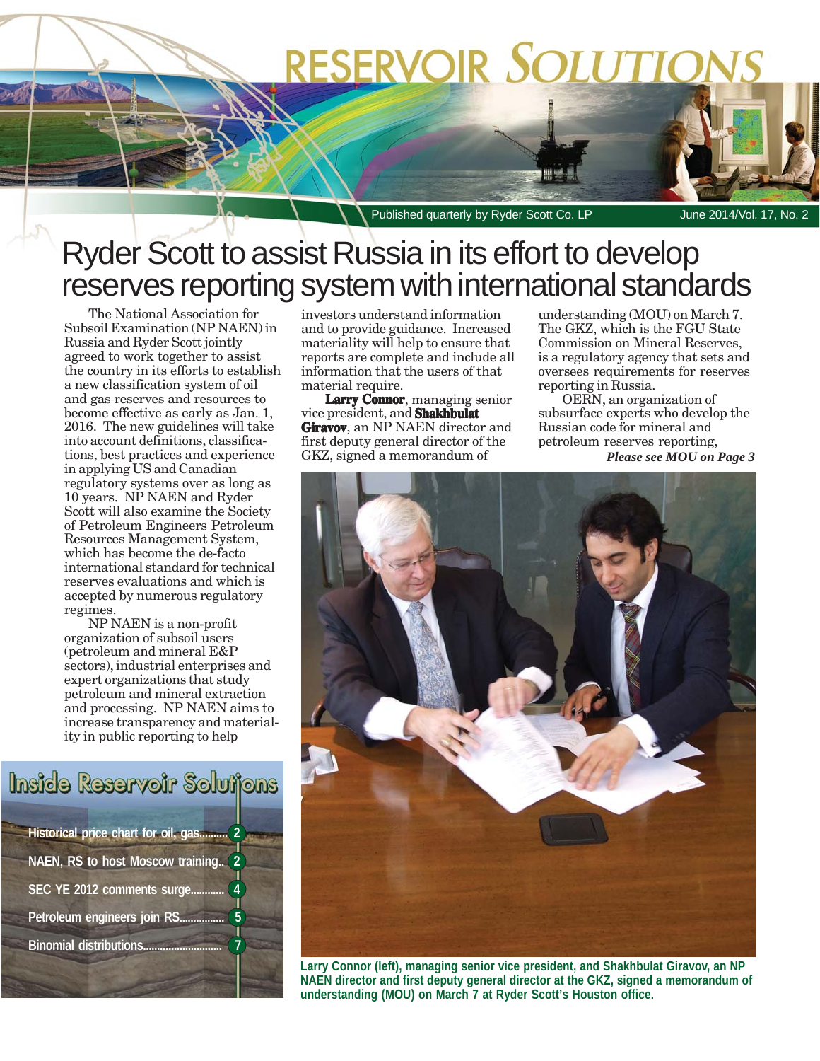# RESERVOIR SOLUTIONS

Published quarterly by Ryder Scott Co. LP — June 2014/Vol. 17, No. 2

# Ryder Scott to assist Russia in its effort to develop reserves reporting system with international standards

The National Association for Subsoil Examination (NP NAEN) in Russia and Ryder Scott jointly agreed to work together to assist the country in its efforts to establish a new classification system of oil and gas reserves and resources to become effective as early as Jan. 1, 2016. The new guidelines will take into account definitions, classifications, best practices and experience in applying US and Canadian regulatory systems over as long as 10 years. NP NAEN and Ryder Scott will also examine the Society of Petroleum Engineers Petroleum Resources Management System, which has become the de-facto international standard for technical reserves evaluations and which is accepted by numerous regulatory regimes.

NP NAEN is a non-profit organization of subsoil users (petroleum and mineral E&P sectors), industrial enterprises and expert organizations that study petroleum and mineral extraction and processing. NP NAEN aims to increase transparency and materiality in public reporting to help investors understand information and to provide guidance. Increased materiality will help to ensure that reports are complete and include all information that the users of that material require.

**Larry Connor**, managing senior vice president, and **Shakhbulat Giravov**, an NP NAEN director and first deputy general director of the GKZ, signed a memorandum of understanding (MOU) on March 7. The GKZ, which is the FGU State Commission on Mineral Reserves, is a regulatory agency that sets and oversees requirements for reserves reporting in Russia.

OERN, an organization of subsurface experts who develop the Russian code for mineral and petroleum reserves reporting,

***Please see MOU on Page 3***

Larry Connor (left), managing senior vice president, and Shakhbulat Giravov, an NP NAEN director and first deputy general director at the GKZ, signed a memorandum of understanding (MOU) on March 7 at Ryder Scott's Houston office.

## Inside Reservoir Solutions

- Historical price chart for oil, gas.......... 2
- NAEN, RS to host Moscow training.. 2
- SEC YE 2012 comments surge............ 4
- Petroleum engineers join RS................ 5
- Binomial distributions............................ 7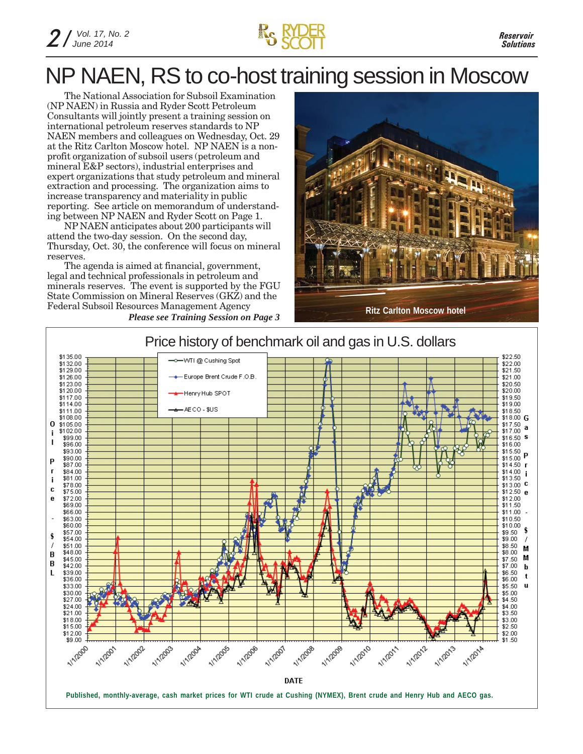# NP NAEN, RS to co-host training session in Moscow

The National Association for Subsoil Examination (NP NAEN) in Russia and Ryder Scott Petroleum Consultants will jointly present a training session on international petroleum reserves standards to NP NAEN members and colleagues on Wednesday, Oct. 29 at the Ritz Carlton Moscow hotel. NP NAEN is a non-profit organization of subsoil users (petroleum and mineral E&P sectors), industrial enterprises and expert organizations that study petroleum and mineral extraction and processing. The organization aims to increase transparency and materiality in public reporting. See article on memorandum of understanding between NP NAEN and Ryder Scott on Page 1.

NP NAEN anticipates about 200 participants will attend the two-day session. On the second day, Thursday, Oct. 30, the conference will focus on mineral reserves.

The agenda is aimed at financial, government, legal and technical professionals in petroleum and minerals reserves. The event is supported by the FGU State Commission on Mineral Reserves (GKZ) and the Federal Subsoil Resources Management Agency

***Please see Training Session on Page 3***

Ritz Carlton Moscow hotel

## Price history of benchmark oil and gas in U.S. dollars

Published, monthly-average, cash market prices for WTI crude at Cushing (NYMEX), Brent crude and Henry Hub and AECO gas.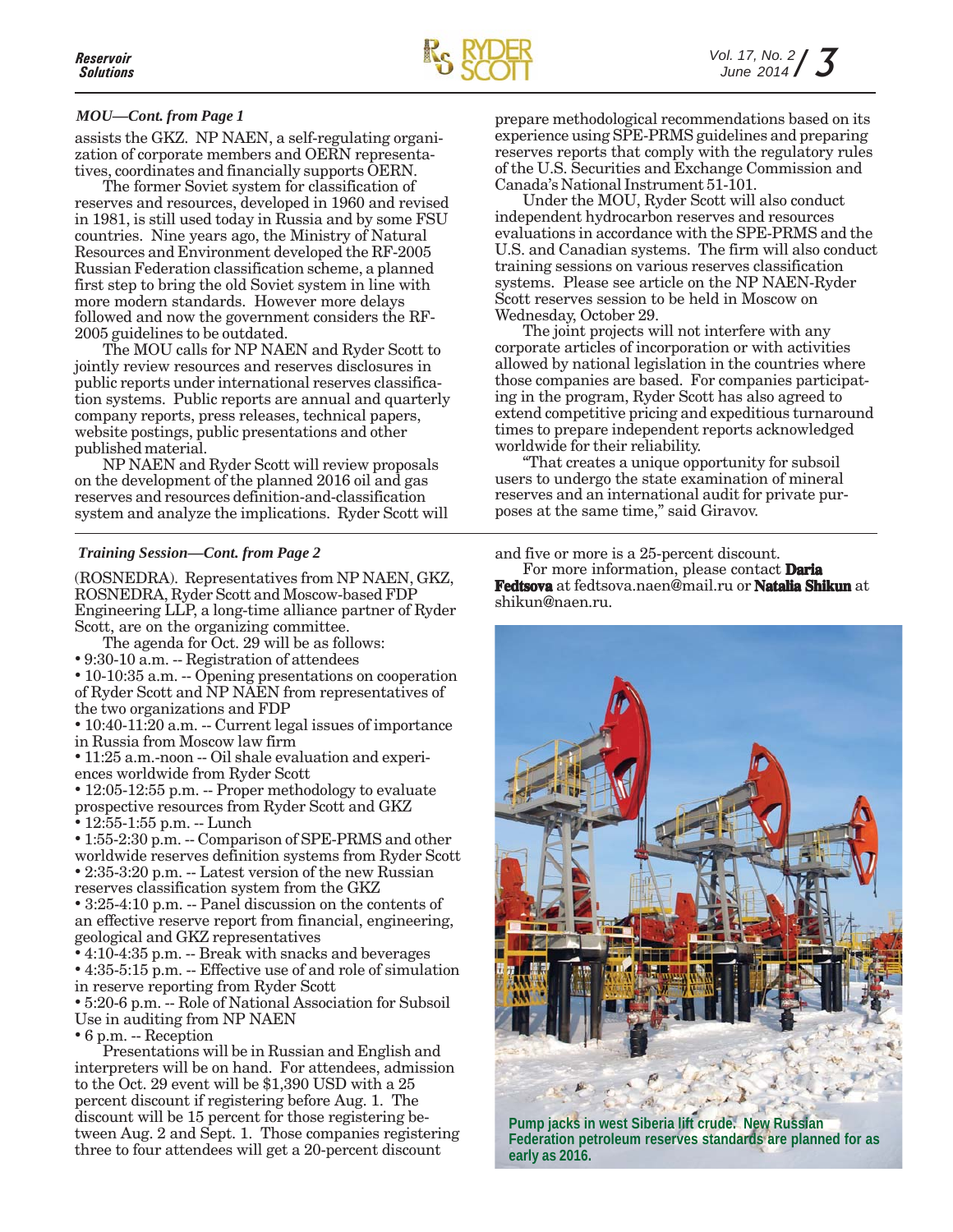*MOU—Cont. from Page 1*

assists the GKZ. NP NAEN, a self-regulating organization of corporate members and OERN representatives, coordinates and financially supports OERN.

The former Soviet system for classification of reserves and resources, developed in 1960 and revised in 1981, is still used today in Russia and by some FSU countries. Nine years ago, the Ministry of Natural Resources and Environment developed the RF-2005 Russian Federation classification scheme, a planned first step to bring the old Soviet system in line with more modern standards. However more delays followed and now the government considers the RF-2005 guidelines to be outdated.

The MOU calls for NP NAEN and Ryder Scott to jointly review resources and reserves disclosures in public reports under international reserves classification systems. Public reports are annual and quarterly company reports, press releases, technical papers, website postings, public presentations and other published material.

NP NAEN and Ryder Scott will review proposals on the development of the planned 2016 oil and gas reserves and resources definition-and-classification system and analyze the implications. Ryder Scott will prepare methodological recommendations based on its experience using SPE-PRMS guidelines and preparing reserves reports that comply with the regulatory rules of the U.S. Securities and Exchange Commission and Canada's National Instrument 51-101.

Under the MOU, Ryder Scott will also conduct independent hydrocarbon reserves and resources evaluations in accordance with the SPE-PRMS and the U.S. and Canadian systems. The firm will also conduct training sessions on various reserves classification systems. Please see article on the NP NAEN-Ryder Scott reserves session to be held in Moscow on Wednesday, October 29.

The joint projects will not interfere with any corporate articles of incorporation or with activities allowed by national legislation in the countries where those companies are based. For companies participating in the program, Ryder Scott has also agreed to extend competitive pricing and expeditious turnaround times to prepare independent reports acknowledged worldwide for their reliability.

"That creates a unique opportunity for subsoil users to undergo the state examination of mineral reserves and an international audit for private purposes at the same time," said Giravov.

*Training Session—Cont. from Page 2*

(ROSNEDRA). Representatives from NP NAEN, GKZ, ROSNEDRA, Ryder Scott and Moscow-based FDP Engineering LLP, a long-time alliance partner of Ryder Scott, are on the organizing committee.

The agenda for Oct. 29 will be as follows:

- 9:30-10 a.m. -- Registration of attendees
- 10-10:35 a.m. -- Opening presentations on cooperation of Ryder Scott and NP NAEN from representatives of the two organizations and FDP
- 10:40-11:20 a.m. -- Current legal issues of importance in Russia from Moscow law firm
- 11:25 a.m.-noon -- Oil shale evaluation and experiences worldwide from Ryder Scott
- 12:05-12:55 p.m. -- Proper methodology to evaluate prospective resources from Ryder Scott and GKZ
- 12:55-1:55 p.m. -- Lunch
- 1:55-2:30 p.m. -- Comparison of SPE-PRMS and other worldwide reserves definition systems from Ryder Scott
- 2:35-3:20 p.m. -- Latest version of the new Russian reserves classification system from the GKZ
- 3:25-4:10 p.m. -- Panel discussion on the contents of an effective reserve report from financial, engineering, geological and GKZ representatives
- 4:10-4:35 p.m. -- Break with snacks and beverages
- 4:35-5:15 p.m. -- Effective use of and role of simulation in reserve reporting from Ryder Scott
- 5:20-6 p.m. -- Role of National Association for Subsoil Use in auditing from NP NAEN
- 6 p.m. -- Reception

Presentations will be in Russian and English and interpreters will be on hand. For attendees, admission to the Oct. 29 event will be $1,390 USD with a 25 percent discount if registering before Aug. 1. The discount will be 15 percent for those registering between Aug. 2 and Sept. 1. Those companies registering three to four attendees will get a 20-percent discount and five or more is a 25-percent discount.

For more information, please contact **Daria Fedtsova** at fedtsova.naen@mail.ru or **Natalia Shikun** at shikun@naen.ru.

**Pump jacks in west Siberia lift crude. New Russian Federation petroleum reserves standards are planned for as early as 2016.**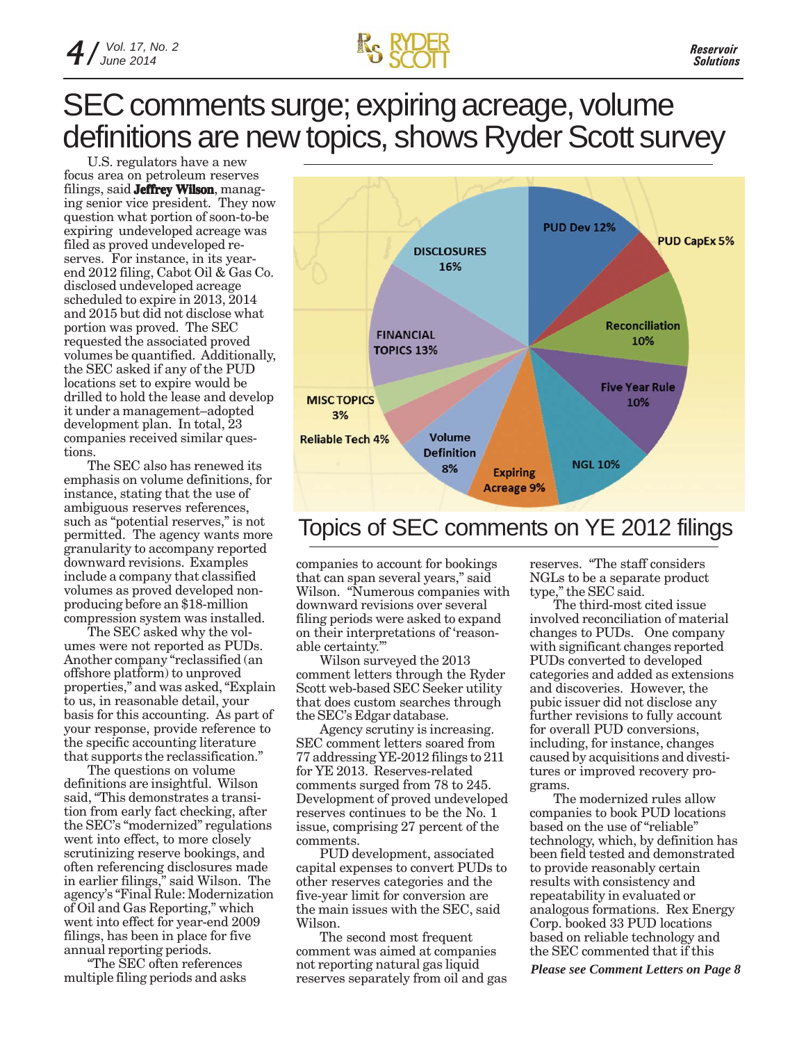# SEC comments surge; expiring acreage, volume definitions are new topics, shows Ryder Scott survey

U.S. regulators have a new focus area on petroleum reserves filings, said **Jeffrey Wilson**, managing senior vice president. They now question what portion of soon-to-be expiring undeveloped acreage was filed as proved undeveloped reserves. For instance, in its year-end 2012 filing, Cabot Oil & Gas Co. disclosed undeveloped acreage scheduled to expire in 2013, 2014 and 2015 but did not disclose what portion was proved. The SEC requested the associated proved volumes be quantified. Additionally, the SEC asked if any of the PUD locations set to expire would be drilled to hold the lease and develop it under a management–adopted development plan. In total, 23 companies received similar questions.

The SEC also has renewed its emphasis on volume definitions, for instance, stating that the use of ambiguous reserves references, such as "potential reserves," is not permitted. The agency wants more granularity to accompany reported downward revisions. Examples include a company that classified volumes as proved developed non-producing before an $18-million compression system was installed.

The SEC asked why the volumes were not reported as PUDs. Another company "reclassified (an offshore platform) to unproved properties," and was asked, "Explain to us, in reasonable detail, your basis for this accounting. As part of your response, provide reference to the specific accounting literature that supports the reclassification."

The questions on volume definitions are insightful. Wilson said, "This demonstrates a transition from early fact checking, after the SEC's "modernized" regulations went into effect, to more closely scrutinizing reserve bookings, and often referencing disclosures made in earlier filings," said Wilson. The agency's "Final Rule: Modernization of Oil and Gas Reporting," which went into effect for year-end 2009 filings, has been in place for five annual reporting periods.

"The SEC often references multiple filing periods and asks companies to account for bookings that can span several years," said Wilson. "Numerous companies with downward revisions over several filing periods were asked to expand on their interpretations of 'reasonable certainty.'"

Topics of SEC comments on YE 2012 filings

| Topic | Share |
|---|---|
| PUD Dev | 12% |
| PUD CapEx | 5% |
| Reconciliation | 10% |
| Five Year Rule | 10% |
| NGL | 10% |
| Expiring Acreage | 9% |
| Volume Definition | 8% |
| Reliable Tech | 4% |
| MISC TOPICS | 3% |
| FINANCIAL TOPICS | 13% |
| DISCLOSURES | 16% |

Wilson surveyed the 2013 comment letters through the Ryder Scott web-based SEC Seeker utility that does custom searches through the SEC's Edgar database.

Agency scrutiny is increasing. SEC comment letters soared from 77 addressing YE-2012 filings to 211 for YE 2013. Reserves-related comments surged from 78 to 245. Development of proved undeveloped reserves continues to be the No. 1 issue, comprising 27 percent of the comments.

PUD development, associated capital expenses to convert PUDs to other reserves categories and the five-year limit for conversion are the main issues with the SEC, said Wilson.

The second most frequent comment was aimed at companies not reporting natural gas liquid reserves separately from oil and gas reserves. "The staff considers NGLs to be a separate product type," the SEC said.

The third-most cited issue involved reconciliation of material changes to PUDs. One company with significant changes reported PUDs converted to developed categories and added as extensions and discoveries. However, the pubic issuer did not disclose any further revisions to fully account for overall PUD conversions, including, for instance, changes caused by acquisitions and divestitures or improved recovery programs.

The modernized rules allow companies to book PUD locations based on the use of "reliable" technology, which, by definition has been field tested and demonstrated to provide reasonably certain results with consistency and repeatability in evaluated or analogous formations. Rex Energy Corp. booked 33 PUD locations based on reliable technology and the SEC commented that if this

*Please see Comment Letters on Page 8*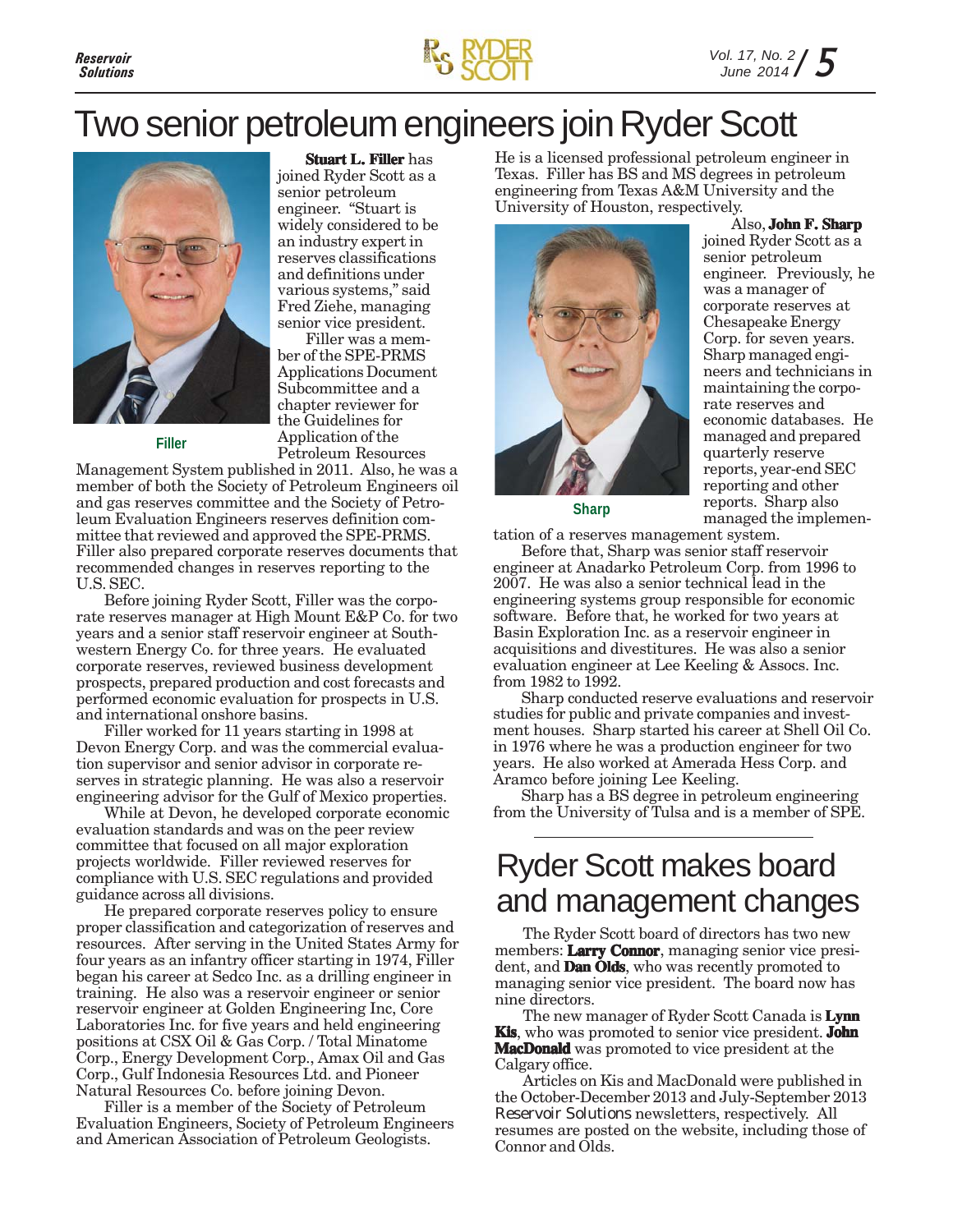# Two senior petroleum engineers join Ryder Scott

Filler

**Stuart L. Filler** has joined Ryder Scott as a senior petroleum engineer. "Stuart is widely considered to be an industry expert in reserves classifications and definitions under various systems," said Fred Ziehe, managing senior vice president.

Filler was a member of the SPE-PRMS Applications Document Subcommittee and a chapter reviewer for the Guidelines for Application of the Petroleum Resources Management System published in 2011. Also, he was a member of both the Society of Petroleum Engineers oil and gas reserves committee and the Society of Petroleum Evaluation Engineers reserves definition committee that reviewed and approved the SPE-PRMS. Filler also prepared corporate reserves documents that recommended changes in reserves reporting to the U.S. SEC.

Before joining Ryder Scott, Filler was the corporate reserves manager at High Mount E&P Co. for two years and a senior staff reservoir engineer at Southwestern Energy Co. for three years. He evaluated corporate reserves, reviewed business development prospects, prepared production and cost forecasts and performed economic evaluation for prospects in U.S. and international onshore basins.

Filler worked for 11 years starting in 1998 at Devon Energy Corp. and was the commercial evaluation supervisor and senior advisor in corporate reserves in strategic planning. He was also a reservoir engineering advisor for the Gulf of Mexico properties.

While at Devon, he developed corporate economic evaluation standards and was on the peer review committee that focused on all major exploration projects worldwide. Filler reviewed reserves for compliance with U.S. SEC regulations and provided guidance across all divisions.

He prepared corporate reserves policy to ensure proper classification and categorization of reserves and resources. After serving in the United States Army for four years as an infantry officer starting in 1974, Filler began his career at Sedco Inc. as a drilling engineer in training. He also was a reservoir engineer or senior reservoir engineer at Golden Engineering Inc, Core Laboratories Inc. for five years and held engineering positions at CSX Oil & Gas Corp. / Total Minatome Corp., Energy Development Corp., Amax Oil and Gas Corp., Gulf Indonesia Resources Ltd. and Pioneer Natural Resources Co. before joining Devon.

Filler is a member of the Society of Petroleum Evaluation Engineers, Society of Petroleum Engineers and American Association of Petroleum Geologists. He is a licensed professional petroleum engineer in Texas. Filler has BS and MS degrees in petroleum engineering from Texas A&M University and the University of Houston, respectively.

Sharp

Also, **John F. Sharp** joined Ryder Scott as a senior petroleum engineer. Previously, he was a manager of corporate reserves at Chesapeake Energy Corp. for seven years. Sharp managed engineers and technicians in maintaining the corporate reserves and economic databases. He managed and prepared quarterly reserve reports, year-end SEC reporting and other reports. Sharp also managed the implementation of a reserves management system.

Before that, Sharp was senior staff reservoir engineer at Anadarko Petroleum Corp. from 1996 to 2007. He was also a senior technical lead in the engineering systems group responsible for economic software. Before that, he worked for two years at Basin Exploration Inc. as a reservoir engineer in acquisitions and divestitures. He was also a senior evaluation engineer at Lee Keeling & Assocs. Inc. from 1982 to 1992.

Sharp conducted reserve evaluations and reservoir studies for public and private companies and investment houses. Sharp started his career at Shell Oil Co. in 1976 where he was a production engineer for two years. He also worked at Amerada Hess Corp. and Aramco before joining Lee Keeling.

Sharp has a BS degree in petroleum engineering from the University of Tulsa and is a member of SPE.

# Ryder Scott makes board and management changes

The Ryder Scott board of directors has two new members: **Larry Connor**, managing senior vice president, and **Dan Olds**, who was recently promoted to managing senior vice president. The board now has nine directors.

The new manager of Ryder Scott Canada is **Lynn Kis**, who was promoted to senior vice president. **John MacDonald** was promoted to vice president at the Calgary office.

Articles on Kis and MacDonald were published in the October-December 2013 and July-September 2013 *Reservoir Solutions* newsletters, respectively. All resumes are posted on the website, including those of Connor and Olds.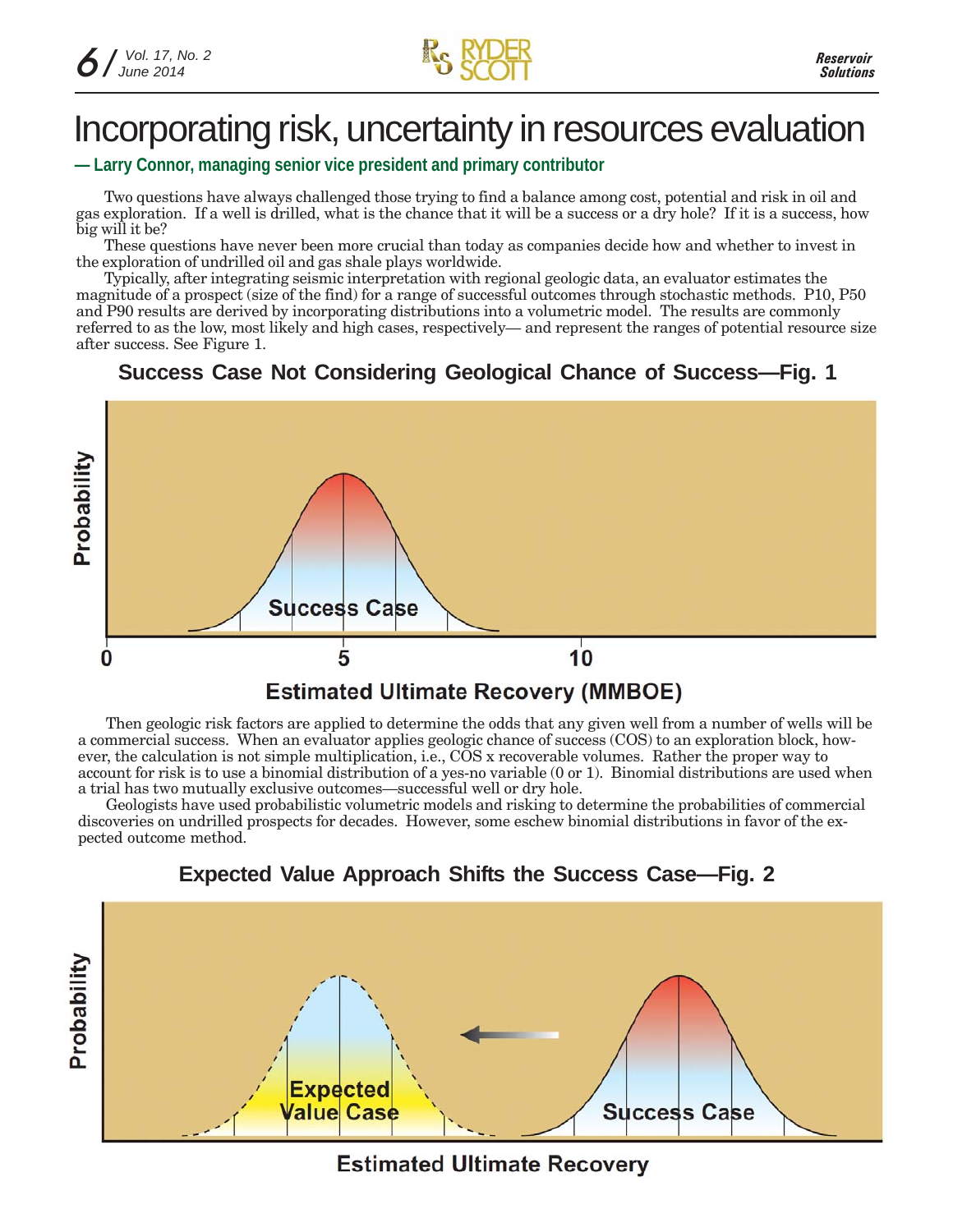# Incorporating risk, uncertainty in resources evaluation

**— Larry Connor, managing senior vice president and primary contributor**

Two questions have always challenged those trying to find a balance among cost, potential and risk in oil and gas exploration. If a well is drilled, what is the chance that it will be a success or a dry hole? If it is a success, how big will it be?

These questions have never been more crucial than today as companies decide how and whether to invest in the exploration of undrilled oil and gas shale plays worldwide.

Typically, after integrating seismic interpretation with regional geologic data, an evaluator estimates the magnitude of a prospect (size of the find) for a range of successful outcomes through stochastic methods. P10, P50 and P90 results are derived by incorporating distributions into a volumetric model. The results are commonly referred to as the low, most likely and high cases, respectively— and represent the ranges of potential resource size after success. See Figure 1.

**Success Case Not Considering Geological Chance of Success—Fig. 1**

Then geologic risk factors are applied to determine the odds that any given well from a number of wells will be a commercial success. When an evaluator applies geologic chance of success (COS) to an exploration block, however, the calculation is not simple multiplication, i.e., COS x recoverable volumes. Rather the proper way to account for risk is to use a binomial distribution of a yes-no variable (0 or 1). Binomial distributions are used when a trial has two mutually exclusive outcomes—successful well or dry hole.

Geologists have used probabilistic volumetric models and risking to determine the probabilities of commercial discoveries on undrilled prospects for decades. However, some eschew binomial distributions in favor of the expected outcome method.

**Expected Value Approach Shifts the Success Case—Fig. 2**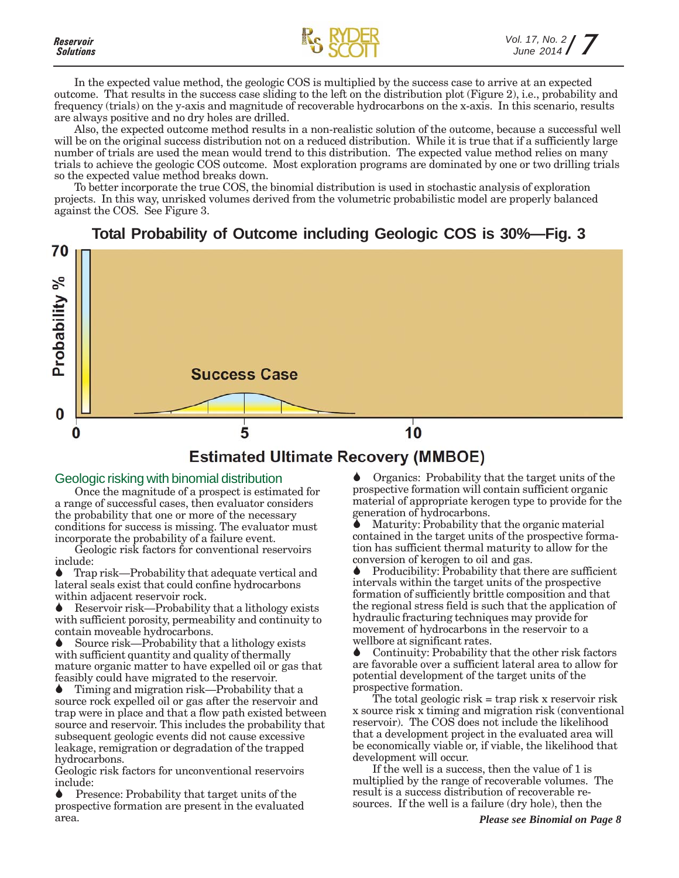In the expected value method, the geologic COS is multiplied by the success case to arrive at an expected outcome. That results in the success case sliding to the left on the distribution plot (Figure 2), i.e., probability and frequency (trials) on the y-axis and magnitude of recoverable hydrocarbons on the x-axis. In this scenario, results are always positive and no dry holes are drilled.

Also, the expected outcome method results in a non-realistic solution of the outcome, because a successful well will be on the original success distribution not on a reduced distribution. While it is true that if a sufficiently large number of trials are used the mean would trend to this distribution. The expected value method relies on many trials to achieve the geologic COS outcome. Most exploration programs are dominated by one or two drilling trials so the expected value method breaks down.

To better incorporate the true COS, the binomial distribution is used in stochastic analysis of exploration projects. In this way, unrisked volumes derived from the volumetric probabilistic model are properly balanced against the COS. See Figure 3.

**Total Probability of Outcome including Geologic COS is 30%—Fig. 3**

## Geologic risking with binomial distribution

Once the magnitude of a prospect is estimated for a range of successful cases, then evaluator considers the probability that one or more of the necessary conditions for success is missing. The evaluator must incorporate the probability of a failure event.

Geologic risk factors for conventional reservoirs include:

- Trap risk—Probability that adequate vertical and lateral seals exist that could confine hydrocarbons within adjacent reservoir rock.
- Reservoir risk—Probability that a lithology exists with sufficient porosity, permeability and continuity to contain moveable hydrocarbons.
- Source risk—Probability that a lithology exists with sufficient quantity and quality of thermally mature organic matter to have expelled oil or gas that feasibly could have migrated to the reservoir.
- Timing and migration risk—Probability that a source rock expelled oil or gas after the reservoir and trap were in place and that a flow path existed between source and reservoir. This includes the probability that subsequent geologic events did not cause excessive leakage, remigration or degradation of the trapped hydrocarbons.

Geologic risk factors for unconventional reservoirs include:

- Presence: Probability that target units of the prospective formation are present in the evaluated area.
- Organics: Probability that the target units of the prospective formation will contain sufficient organic material of appropriate kerogen type to provide for the generation of hydrocarbons.
- Maturity: Probability that the organic material contained in the target units of the prospective formation has sufficient thermal maturity to allow for the conversion of kerogen to oil and gas.
- Producibility: Probability that there are sufficient intervals within the target units of the prospective formation of sufficiently brittle composition and that the regional stress field is such that the application of hydraulic fracturing techniques may provide for movement of hydrocarbons in the reservoir to a wellbore at significant rates.
- Continuity: Probability that the other risk factors are favorable over a sufficient lateral area to allow for potential development of the target units of the prospective formation.

The total geologic risk = trap risk x reservoir risk x source risk x timing and migration risk (conventional reservoir). The COS does not include the likelihood that a development project in the evaluated area will be economically viable or, if viable, the likelihood that development will occur.

If the well is a success, then the value of 1 is multiplied by the range of recoverable volumes. The result is a success distribution of recoverable resources. If the well is a failure (dry hole), then the

***Please see Binomial on Page 8***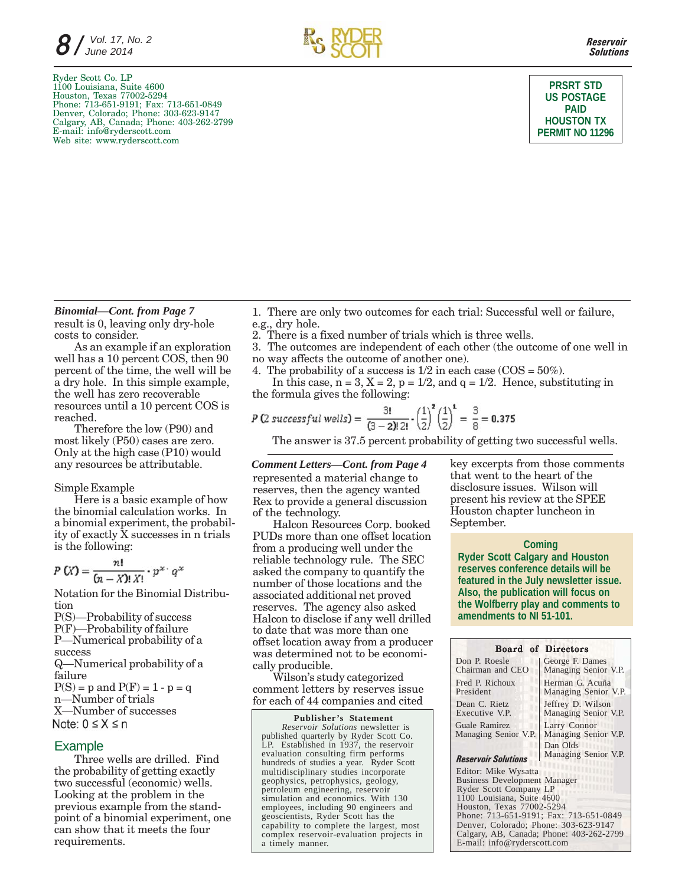Ryder Scott Co. LP
1100 Louisiana, Suite 4600
Houston, Texas 77002-5294
Phone: 713-651-9191; Fax: 713-651-0849
Denver, Colorado; Phone: 303-623-9147
Calgary, AB, Canada; Phone: 403-262-2799
E-mail: info@ryderscott.com
Web site: www.ryderscott.com

PRSRT STD
US POSTAGE
PAID
HOUSTON TX
PERMIT NO 11296

***Binomial—Cont. from Page 7***

result is 0, leaving only dry-hole costs to consider.

As an example if an exploration well has a 10 percent COS, then 90 percent of the time, the well will be a dry hole. In this simple example, the well has zero recoverable resources until a 10 percent COS is reached.

Therefore the low (P90) and most likely (P50) cases are zero. Only at the high case (P10) would any resources be attributable.

Simple Example

Here is a basic example of how the binomial calculation works. In a binomial experiment, the probability of exactly X successes in n trials is the following:

$$P(X) = \frac{n!}{(n-X)!\,X!} \cdot p^x \cdot q^x$$

Notation for the Binomial Distribution

P(S)—Probability of success
P(F)—Probability of failure
P—Numerical probability of a success
Q—Numerical probability of a failure
P(S) = p and P(F) = 1 - p = q
n—Number of trials
X—Number of successes
Note: $0 \leq X \leq n$

## Example

Three wells are drilled. Find the probability of getting exactly two successful (economic) wells. Looking at the problem in the previous example from the standpoint of a binomial experiment, one can show that it meets the four requirements.

1. There are only two outcomes for each trial: Successful well or failure, e.g., dry hole.
2. There is a fixed number of trials which is three wells.
3. The outcomes are independent of each other (the outcome of one well in no way affects the outcome of another one).
4. The probability of a success is 1/2 in each case (COS = 50%).

In this case, n = 3, X = 2, p = 1/2, and q = 1/2. Hence, substituting in the formula gives the following:

$$P(2\ successful\ wells) = \frac{3!}{(3-2)!\,2!} \cdot \left(\frac{1}{2}\right)^2 \left(\frac{1}{2}\right)^1 = \frac{3}{8} = 0.375$$

The answer is 37.5 percent probability of getting two successful wells.

***Comment Letters—Cont. from Page 4***

represented a material change to reserves, then the agency wanted Rex to provide a general discussion of the technology.

Halcon Resources Corp. booked PUDs more than one offset location from a producing well under the reliable technology rule. The SEC asked the company to quantify the number of those locations and the associated additional net proved reserves. The agency also asked Halcon to disclose if any well drilled to date that was more than one offset location away from a producer was determined not to be economically producible.

Wilson's study categorized comment letters by reserves issue for each of 44 companies and cited key excerpts from those comments that went to the heart of the disclosure issues. Wilson will present his review at the SPEE Houston chapter luncheon in September.

**Publisher's Statement**

*Reservoir Solutions* newsletter is published quarterly by Ryder Scott Co. LP. Established in 1937, the reservoir evaluation consulting firm performs hundreds of studies a year. Ryder Scott multidisciplinary studies incorporate geophysics, petrophysics, geology, petroleum engineering, reservoir simulation and economics. With 130 employees, including 90 engineers and geoscientists, Ryder Scott has the capability to complete the largest, most complex reservoir-evaluation projects in a timely manner.

**Coming**

**Ryder Scott Calgary and Houston reserves conference details will be featured in the July newsletter issue. Also, the publication will focus on the Wolfberry play and comments to amendments to NI 51-101.**

**Board of Directors**

| | |
|---|---|
| Don P. Roesle<br>Chairman and CEO | George F. Dames<br>Managing Senior V.P. |
| Fred P. Richoux<br>President | Herman G. Acuña<br>Managing Senior V.P. |
| Dean C. Rietz<br>Executive V.P. | Jeffrey D. Wilson<br>Managing Senior V.P. |
| Guale Ramirez<br>Managing Senior V.P. | Larry Connor<br>Managing Senior V.P. |
| | Dan Olds<br>Managing Senior V.P. |

***Reservoir Solutions***

Editor: Mike Wysatta
Business Development Manager
Ryder Scott Company LP
1100 Louisiana, Suite 4600
Houston, Texas 77002-5294
Phone: 713-651-9191; Fax: 713-651-0849
Denver, Colorado; Phone: 303-623-9147
Calgary, AB, Canada; Phone: 403-262-2799
E-mail: info@ryderscott.com